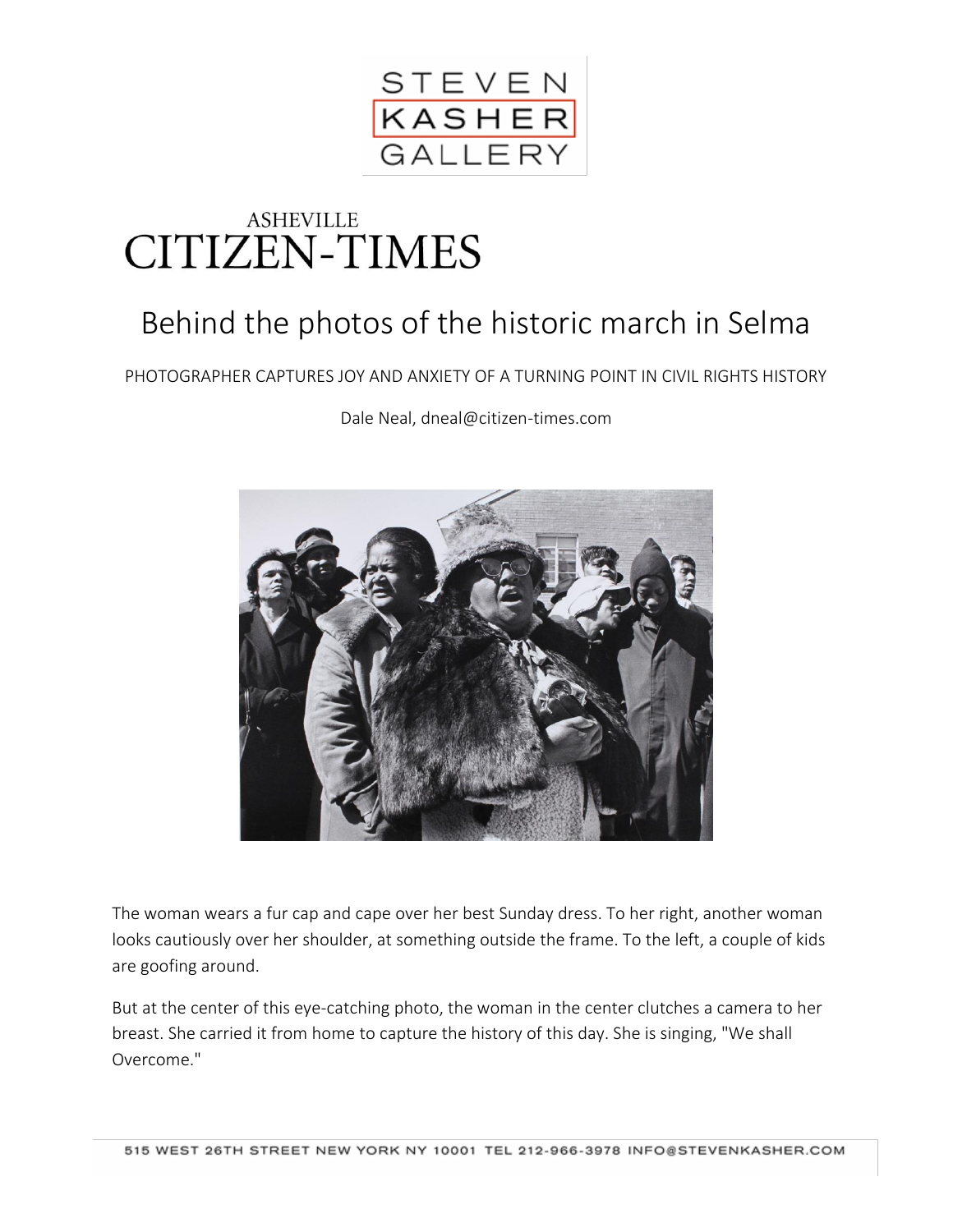STEVEN KASHER GALLERY

ASHEVILLE CITIZEN-TIMES

# Behind the photos of the historic march in Selma

PHOTOGRAPHER CAPTURES JOY AND ANXIETY OF A TURNING POINT IN CIVIL RIGHTS HISTORY

Dale Neal, dneal@citizen-times.com

The woman wears a fur cap and cape over her best Sunday dress. To her right, another woman looks cautiously over her shoulder, at something outside the frame. To the left, a couple of kids are goofing around.

But at the center of this eye-catching photo, the woman in the center clutches a camera to her breast. She carried it from home to capture the history of this day. She is singing, "We shall Overcome."

515 WEST 26TH STREET NEW YORK NY 10001 TEL 212-966-3978 INFO@STEVENKASHER.COM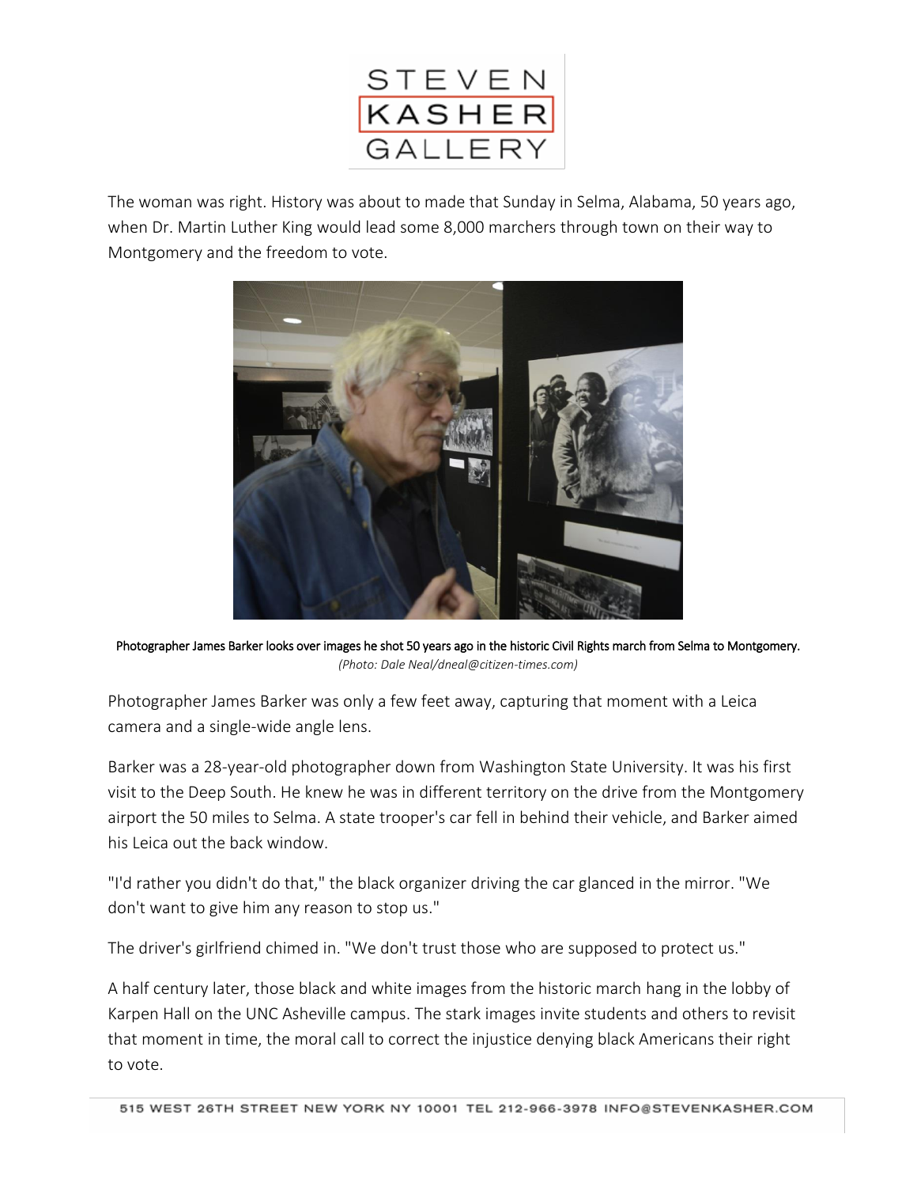The woman was right. History was about to made that Sunday in Selma, Alabama, 50 years ago, when Dr. Martin Luther King would lead some 8,000 marchers through town on their way to Montgomery and the freedom to vote.

Photographer James Barker looks over images he shot 50 years ago in the historic Civil Rights march from Selma to Montgomery. *(Photo: Dale Neal/dneal@citizen-times.com)*

Photographer James Barker was only a few feet away, capturing that moment with a Leica camera and a single-wide angle lens.

Barker was a 28-year-old photographer down from Washington State University. It was his first visit to the Deep South. He knew he was in different territory on the drive from the Montgomery airport the 50 miles to Selma. A state trooper's car fell in behind their vehicle, and Barker aimed his Leica out the back window.

"I'd rather you didn't do that," the black organizer driving the car glanced in the mirror. "We don't want to give him any reason to stop us."

The driver's girlfriend chimed in. "We don't trust those who are supposed to protect us."

A half century later, those black and white images from the historic march hang in the lobby of Karpen Hall on the UNC Asheville campus. The stark images invite students and others to revisit that moment in time, the moral call to correct the injustice denying black Americans their right to vote.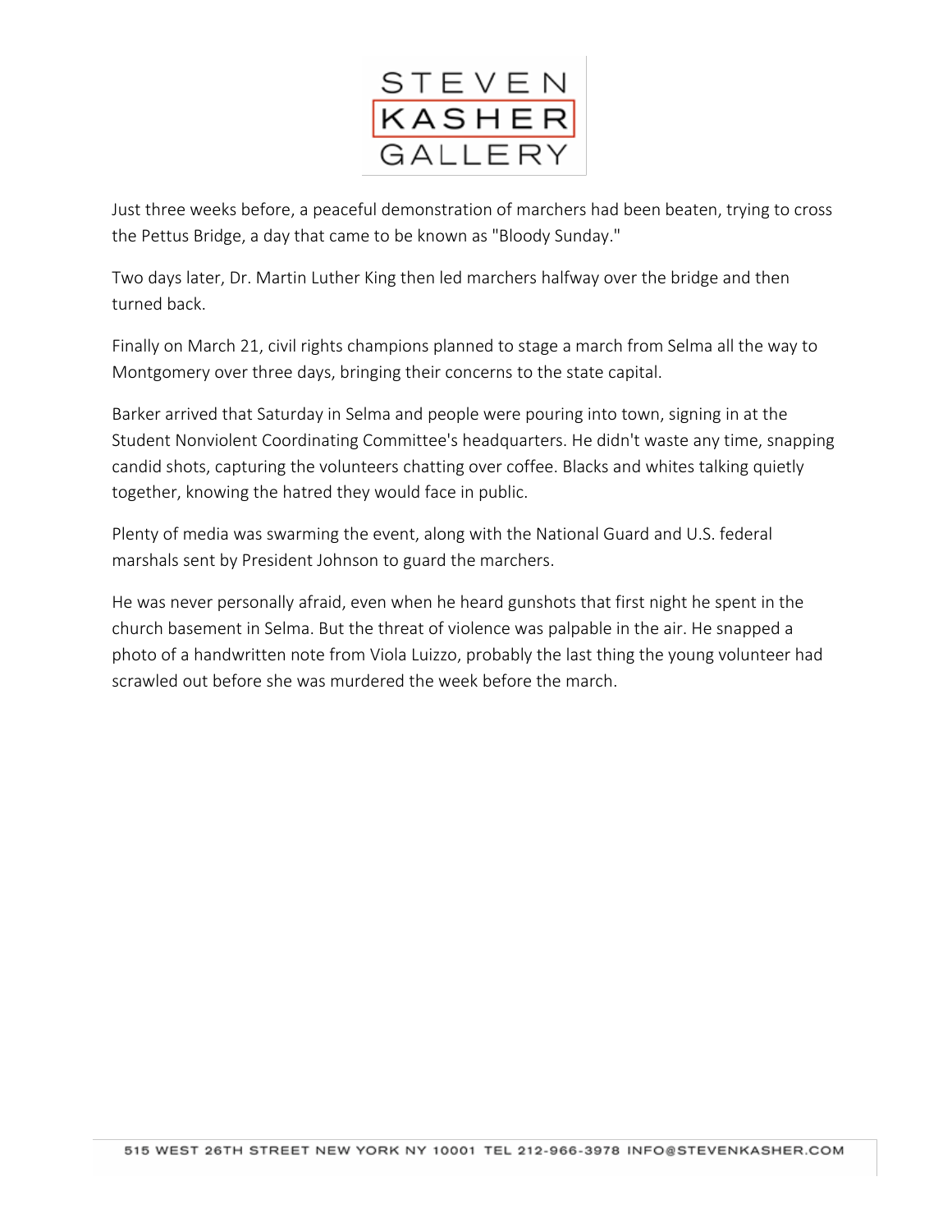Just three weeks before, a peaceful demonstration of marchers had been beaten, trying to cross the Pettus Bridge, a day that came to be known as "Bloody Sunday."

Two days later, Dr. Martin Luther King then led marchers halfway over the bridge and then turned back.

Finally on March 21, civil rights champions planned to stage a march from Selma all the way to Montgomery over three days, bringing their concerns to the state capital.

Barker arrived that Saturday in Selma and people were pouring into town, signing in at the Student Nonviolent Coordinating Committee's headquarters. He didn't waste any time, snapping candid shots, capturing the volunteers chatting over coffee. Blacks and whites talking quietly together, knowing the hatred they would face in public.

Plenty of media was swarming the event, along with the National Guard and U.S. federal marshals sent by President Johnson to guard the marchers.

He was never personally afraid, even when he heard gunshots that first night he spent in the church basement in Selma. But the threat of violence was palpable in the air. He snapped a photo of a handwritten note from Viola Luizzo, probably the last thing the young volunteer had scrawled out before she was murdered the week before the march.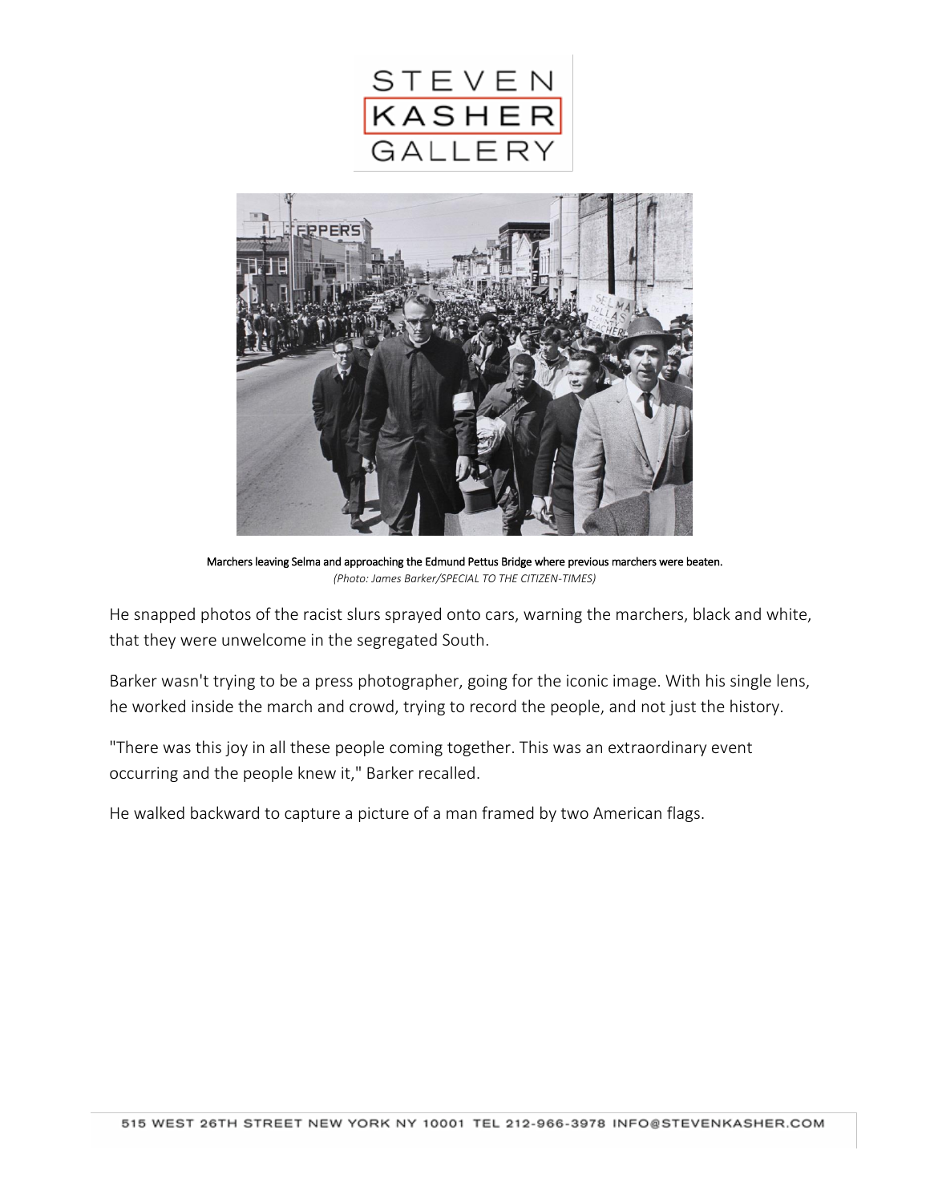Marchers leaving Selma and approaching the Edmund Pettus Bridge where previous marchers were beaten.
*(Photo: James Barker/SPECIAL TO THE CITIZEN-TIMES)*

He snapped photos of the racist slurs sprayed onto cars, warning the marchers, black and white, that they were unwelcome in the segregated South.

Barker wasn't trying to be a press photographer, going for the iconic image. With his single lens, he worked inside the march and crowd, trying to record the people, and not just the history.

"There was this joy in all these people coming together. This was an extraordinary event occurring and the people knew it," Barker recalled.

He walked backward to capture a picture of a man framed by two American flags.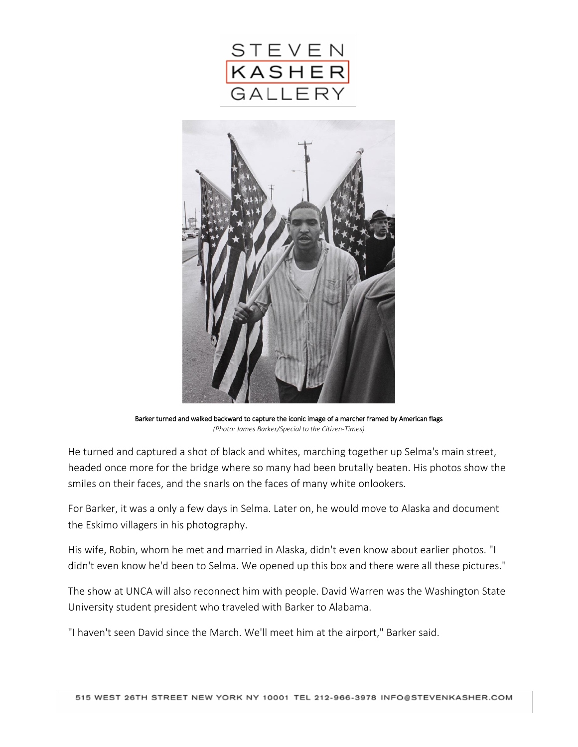**Barker turned and walked backward to capture the iconic image of a marcher framed by American flags**

*(Photo: James Barker/Special to the Citizen-Times)*

He turned and captured a shot of black and whites, marching together up Selma's main street, headed once more for the bridge where so many had been brutally beaten. His photos show the smiles on their faces, and the snarls on the faces of many white onlookers.

For Barker, it was a only a few days in Selma. Later on, he would move to Alaska and document the Eskimo villagers in his photography.

His wife, Robin, whom he met and married in Alaska, didn't even know about earlier photos. "I didn't even know he'd been to Selma. We opened up this box and there were all these pictures."

The show at UNCA will also reconnect him with people. David Warren was the Washington State University student president who traveled with Barker to Alabama.

"I haven't seen David since the March. We'll meet him at the airport," Barker said.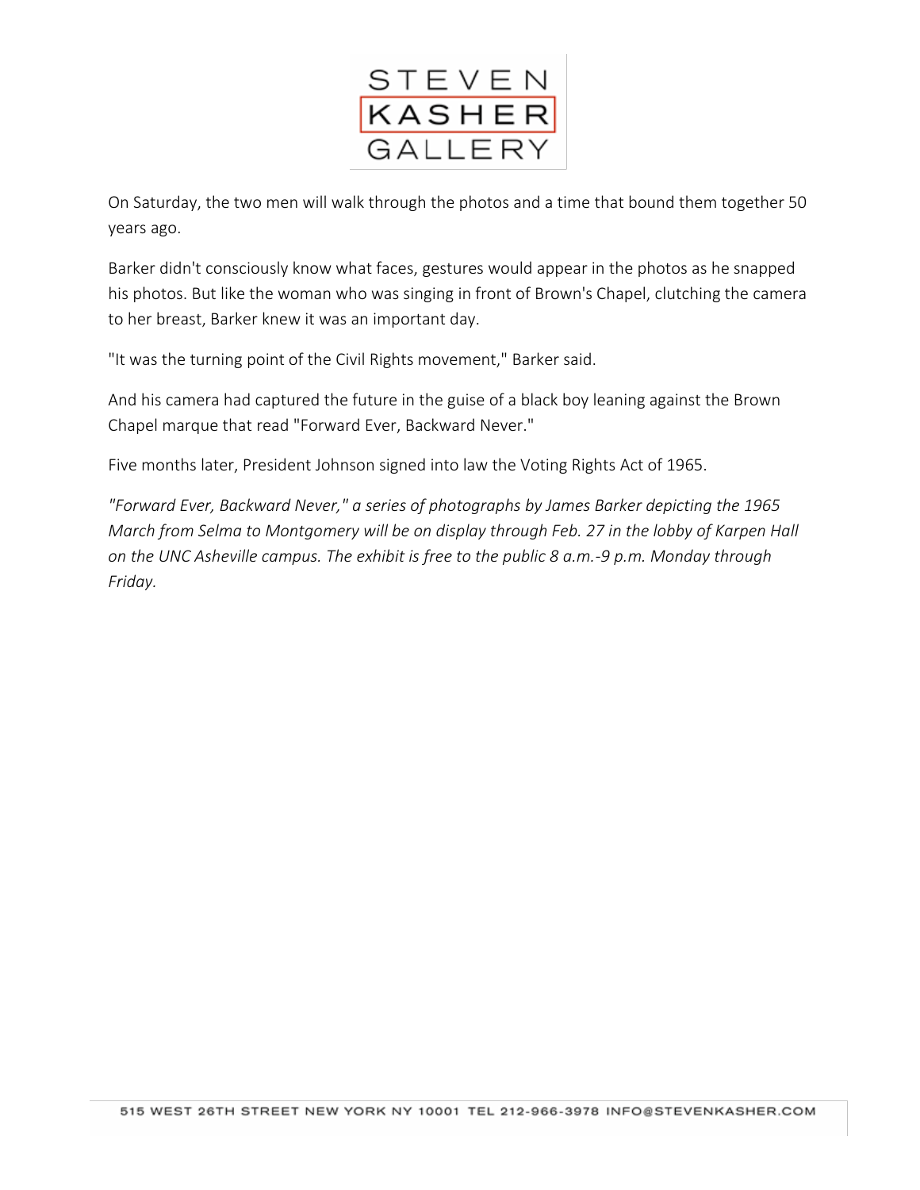On Saturday, the two men will walk through the photos and a time that bound them together 50 years ago.

Barker didn't consciously know what faces, gestures would appear in the photos as he snapped his photos. But like the woman who was singing in front of Brown's Chapel, clutching the camera to her breast, Barker knew it was an important day.

"It was the turning point of the Civil Rights movement," Barker said.

And his camera had captured the future in the guise of a black boy leaning against the Brown Chapel marque that read "Forward Ever, Backward Never."

Five months later, President Johnson signed into law the Voting Rights Act of 1965.

*"Forward Ever, Backward Never," a series of photographs by James Barker depicting the 1965 March from Selma to Montgomery will be on display through Feb. 27 in the lobby of Karpen Hall on the UNC Asheville campus. The exhibit is free to the public 8 a.m.-9 p.m. Monday through Friday.*